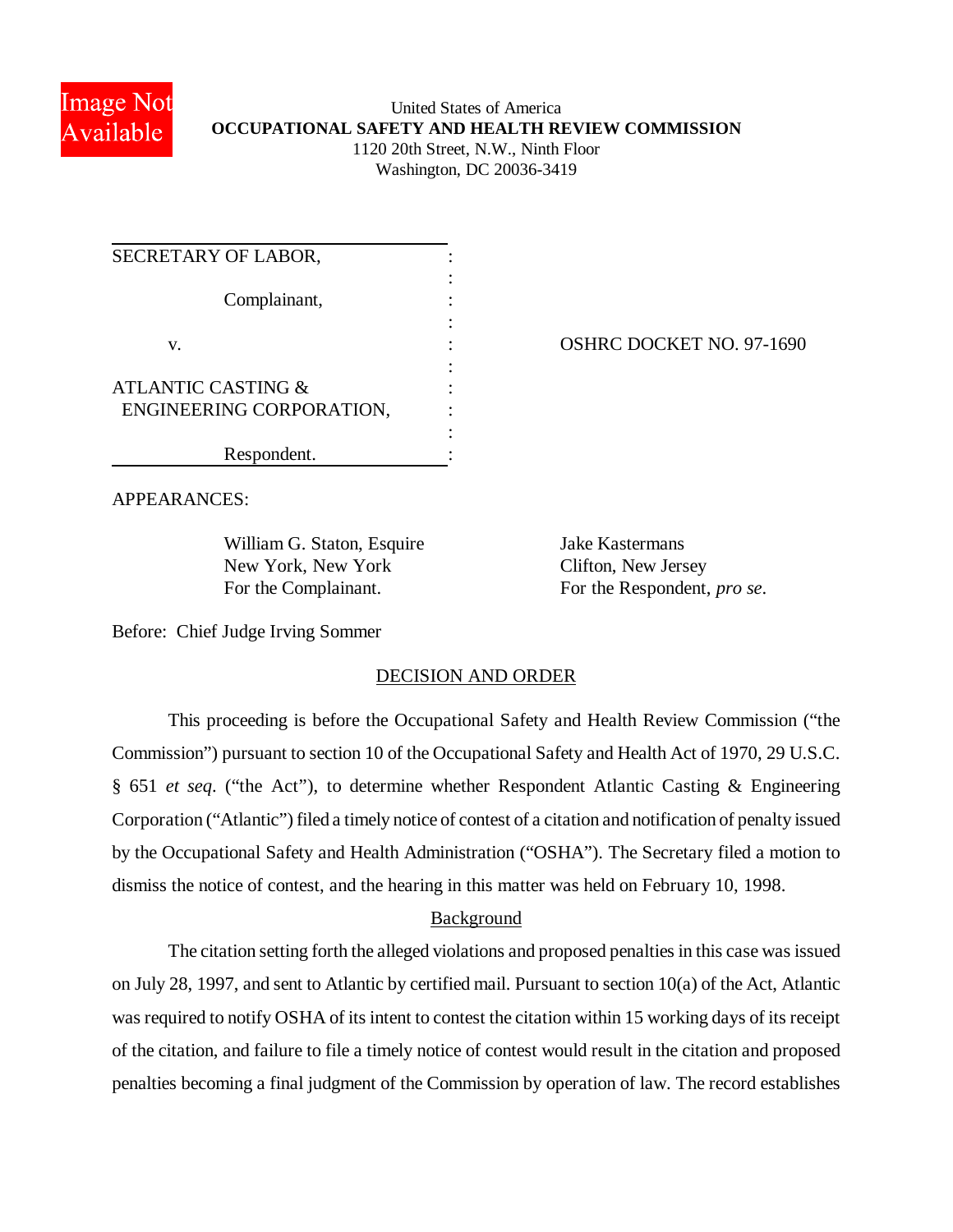United States of America
**OCCUPATIONAL SAFETY AND HEALTH REVIEW COMMISSION**
1120 20th Street, N.W., Ninth Floor
Washington, DC 20036-3419

| | |
|---|---|
| SECRETARY OF LABOR,<br><br>Complainant,<br><br>v.<br><br>ATLANTIC CASTING & ENGINEERING CORPORATION,<br><br>Respondent. | OSHRC DOCKET NO. 97-1690 |

APPEARANCES:

William G. Staton, Esquire
New York, New York
For the Complainant.

Jake Kastermans
Clifton, New Jersey
For the Respondent, *pro se*.

Before: Chief Judge Irving Sommer

## DECISION AND ORDER

This proceeding is before the Occupational Safety and Health Review Commission ("the Commission") pursuant to section 10 of the Occupational Safety and Health Act of 1970, 29 U.S.C. § 651 *et seq*. ("the Act"), to determine whether Respondent Atlantic Casting & Engineering Corporation ("Atlantic") filed a timely notice of contest of a citation and notification of penalty issued by the Occupational Safety and Health Administration ("OSHA"). The Secretary filed a motion to dismiss the notice of contest, and the hearing in this matter was held on February 10, 1998.

### Background

The citation setting forth the alleged violations and proposed penalties in this case was issued on July 28, 1997, and sent to Atlantic by certified mail. Pursuant to section 10(a) of the Act, Atlantic was required to notify OSHA of its intent to contest the citation within 15 working days of its receipt of the citation, and failure to file a timely notice of contest would result in the citation and proposed penalties becoming a final judgment of the Commission by operation of law. The record establishes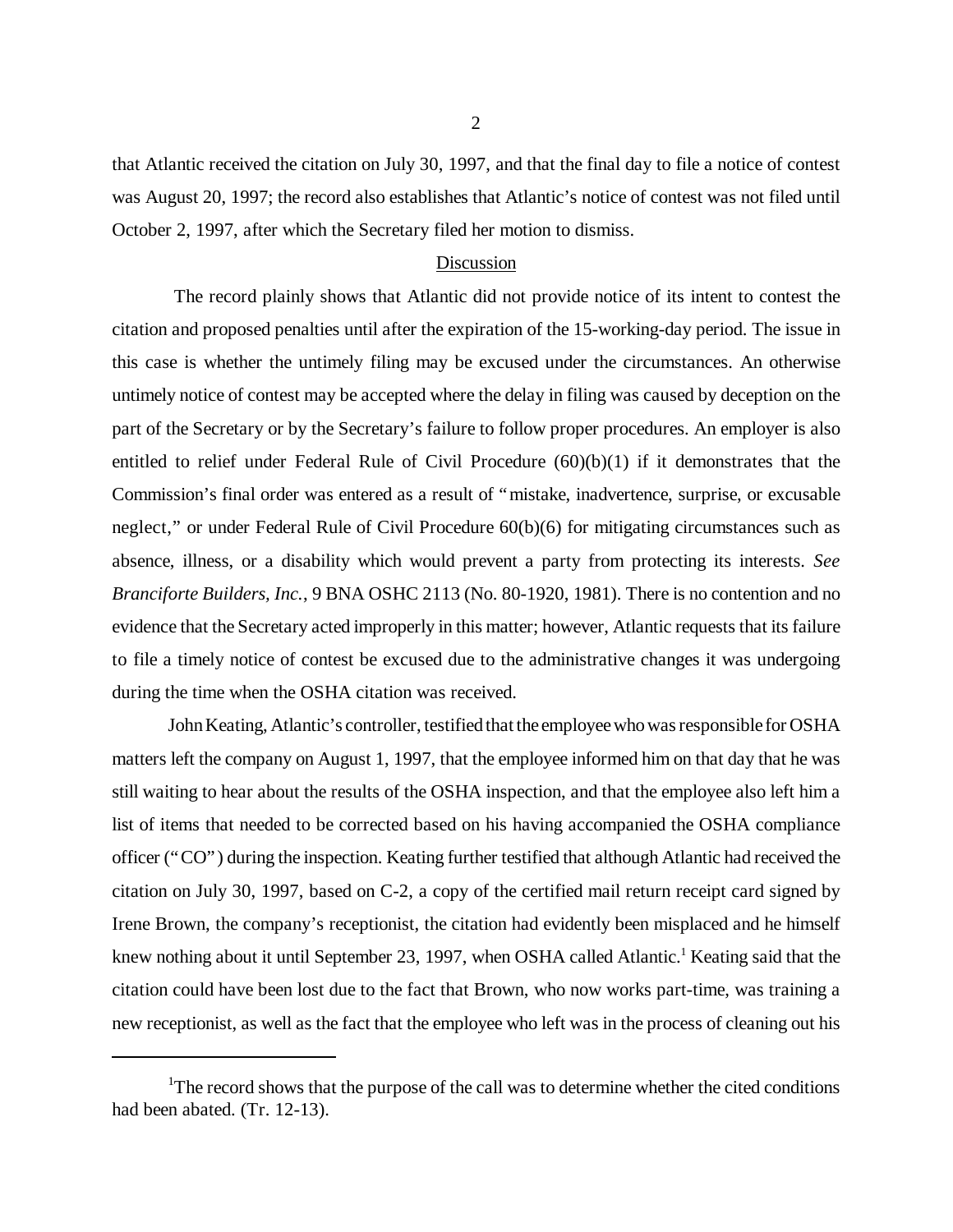that Atlantic received the citation on July 30, 1997, and that the final day to file a notice of contest was August 20, 1997; the record also establishes that Atlantic's notice of contest was not filed until October 2, 1997, after which the Secretary filed her motion to dismiss.

## Discussion

The record plainly shows that Atlantic did not provide notice of its intent to contest the citation and proposed penalties until after the expiration of the 15-working-day period. The issue in this case is whether the untimely filing may be excused under the circumstances. An otherwise untimely notice of contest may be accepted where the delay in filing was caused by deception on the part of the Secretary or by the Secretary's failure to follow proper procedures. An employer is also entitled to relief under Federal Rule of Civil Procedure (60)(b)(1) if it demonstrates that the Commission's final order was entered as a result of "mistake, inadvertence, surprise, or excusable neglect," or under Federal Rule of Civil Procedure 60(b)(6) for mitigating circumstances such as absence, illness, or a disability which would prevent a party from protecting its interests. *See Branciforte Builders, Inc.*, 9 BNA OSHC 2113 (No. 80-1920, 1981). There is no contention and no evidence that the Secretary acted improperly in this matter; however, Atlantic requests that its failure to file a timely notice of contest be excused due to the administrative changes it was undergoing during the time when the OSHA citation was received.

John Keating, Atlantic's controller, testified that the employee who was responsible for OSHA matters left the company on August 1, 1997, that the employee informed him on that day that he was still waiting to hear about the results of the OSHA inspection, and that the employee also left him a list of items that needed to be corrected based on his having accompanied the OSHA compliance officer ("CO") during the inspection. Keating further testified that although Atlantic had received the citation on July 30, 1997, based on C-2, a copy of the certified mail return receipt card signed by Irene Brown, the company's receptionist, the citation had evidently been misplaced and he himself knew nothing about it until September 23, 1997, when OSHA called Atlantic.[1] Keating said that the citation could have been lost due to the fact that Brown, who now works part-time, was training a new receptionist, as well as the fact that the employee who left was in the process of cleaning out his

---

[1] The record shows that the purpose of the call was to determine whether the cited conditions had been abated. (Tr. 12-13).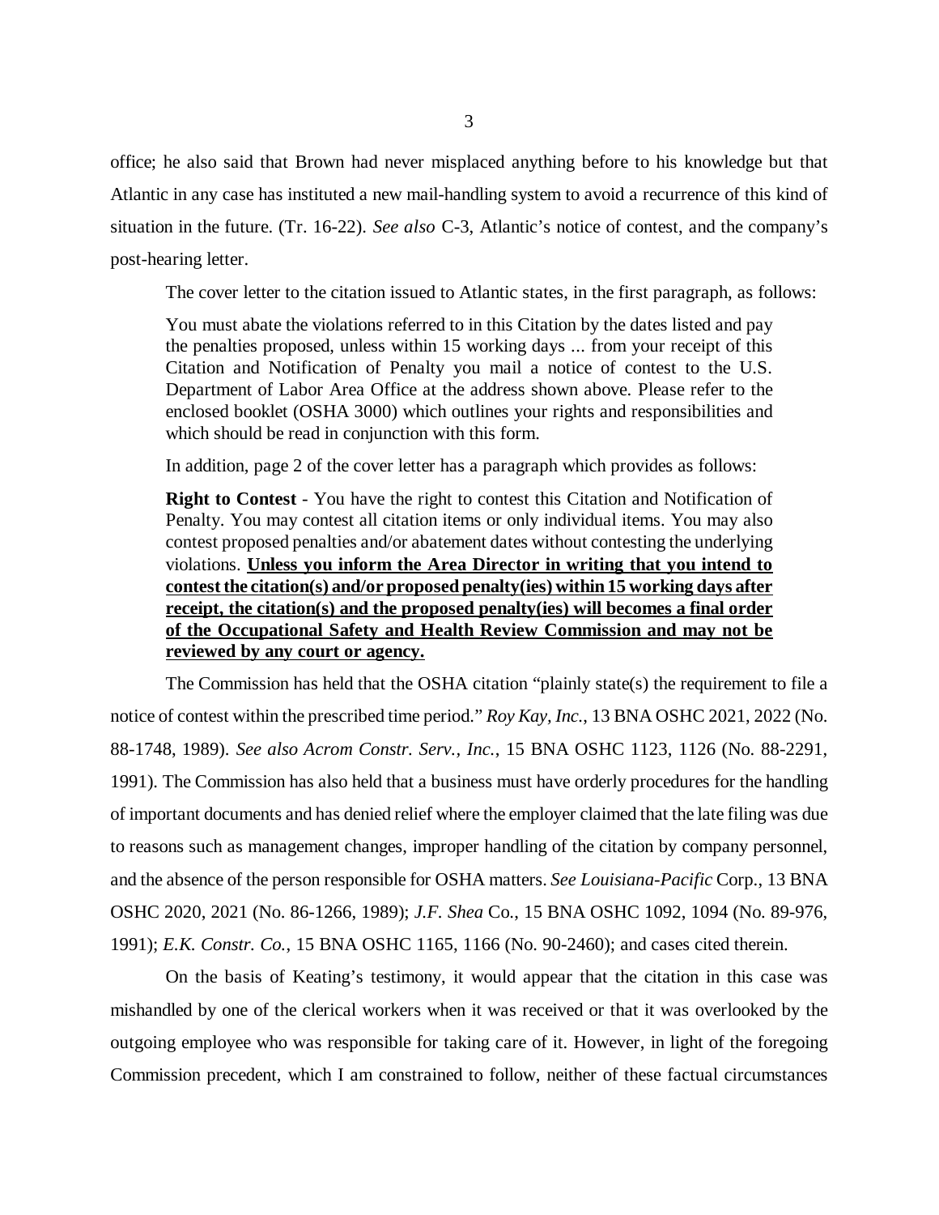office; he also said that Brown had never misplaced anything before to his knowledge but that Atlantic in any case has instituted a new mail-handling system to avoid a recurrence of this kind of situation in the future. (Tr. 16-22). *See also* C-3, Atlantic's notice of contest, and the company's post-hearing letter.

The cover letter to the citation issued to Atlantic states, in the first paragraph, as follows:

> You must abate the violations referred to in this Citation by the dates listed and pay the penalties proposed, unless within 15 working days ... from your receipt of this Citation and Notification of Penalty you mail a notice of contest to the U.S. Department of Labor Area Office at the address shown above. Please refer to the enclosed booklet (OSHA 3000) which outlines your rights and responsibilities and which should be read in conjunction with this form.

In addition, page 2 of the cover letter has a paragraph which provides as follows:

> **Right to Contest** - You have the right to contest this Citation and Notification of Penalty. You may contest all citation items or only individual items. You may also contest proposed penalties and/or abatement dates without contesting the underlying violations. **Unless you inform the Area Director in writing that you intend to contest the citation(s) and/or proposed penalty(ies) within 15 working days after receipt, the citation(s) and the proposed penalty(ies) will becomes a final order of the Occupational Safety and Health Review Commission and may not be reviewed by any court or agency.**

The Commission has held that the OSHA citation "plainly state(s) the requirement to file a notice of contest within the prescribed time period." *Roy Kay, Inc.*, 13 BNA OSHC 2021, 2022 (No. 88-1748, 1989). *See also Acrom Constr. Serv., Inc.*, 15 BNA OSHC 1123, 1126 (No. 88-2291, 1991). The Commission has also held that a business must have orderly procedures for the handling of important documents and has denied relief where the employer claimed that the late filing was due to reasons such as management changes, improper handling of the citation by company personnel, and the absence of the person responsible for OSHA matters. *See Louisiana-Pacific* Corp., 13 BNA OSHC 2020, 2021 (No. 86-1266, 1989); *J.F. Shea* Co., 15 BNA OSHC 1092, 1094 (No. 89-976, 1991); *E.K. Constr. Co.*, 15 BNA OSHC 1165, 1166 (No. 90-2460); and cases cited therein.

On the basis of Keating's testimony, it would appear that the citation in this case was mishandled by one of the clerical workers when it was received or that it was overlooked by the outgoing employee who was responsible for taking care of it. However, in light of the foregoing Commission precedent, which I am constrained to follow, neither of these factual circumstances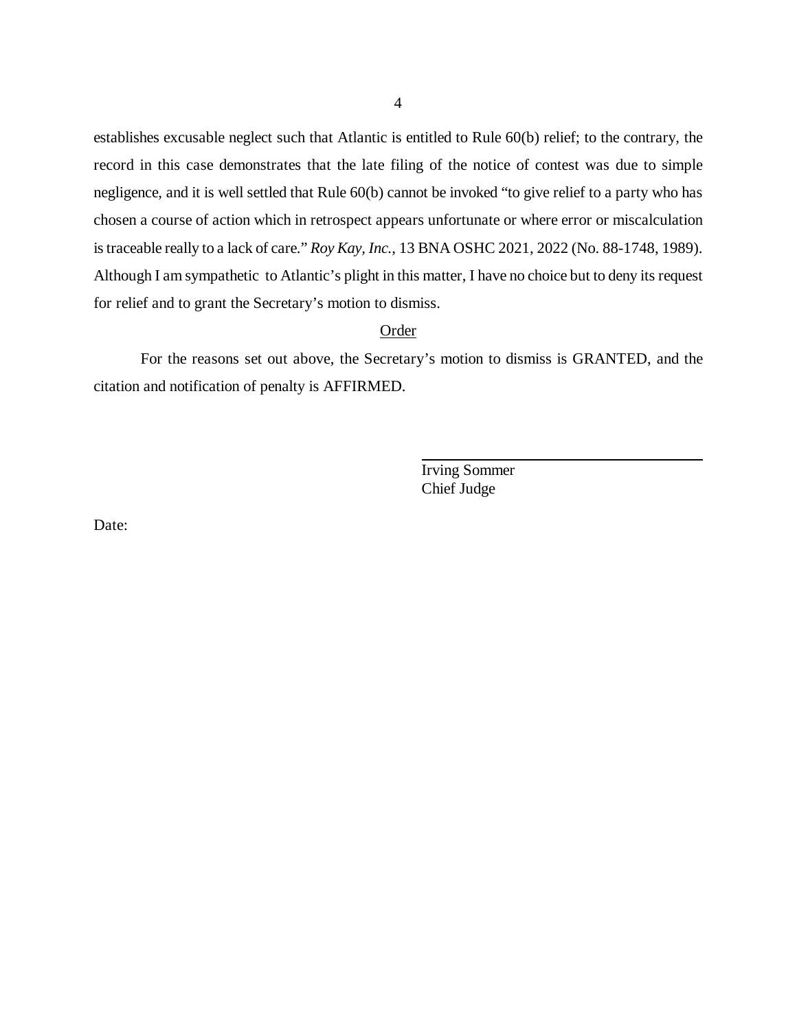establishes excusable neglect such that Atlantic is entitled to Rule 60(b) relief; to the contrary, the record in this case demonstrates that the late filing of the notice of contest was due to simple negligence, and it is well settled that Rule 60(b) cannot be invoked "to give relief to a party who has chosen a course of action which in retrospect appears unfortunate or where error or miscalculation is traceable really to a lack of care." *Roy Kay, Inc.*, 13 BNA OSHC 2021, 2022 (No. 88-1748, 1989). Although I am sympathetic to Atlantic's plight in this matter, I have no choice but to deny its request for relief and to grant the Secretary's motion to dismiss.

<u>Order</u>

For the reasons set out above, the Secretary's motion to dismiss is GRANTED, and the citation and notification of penalty is AFFIRMED.

Irving Sommer
Chief Judge

Date: